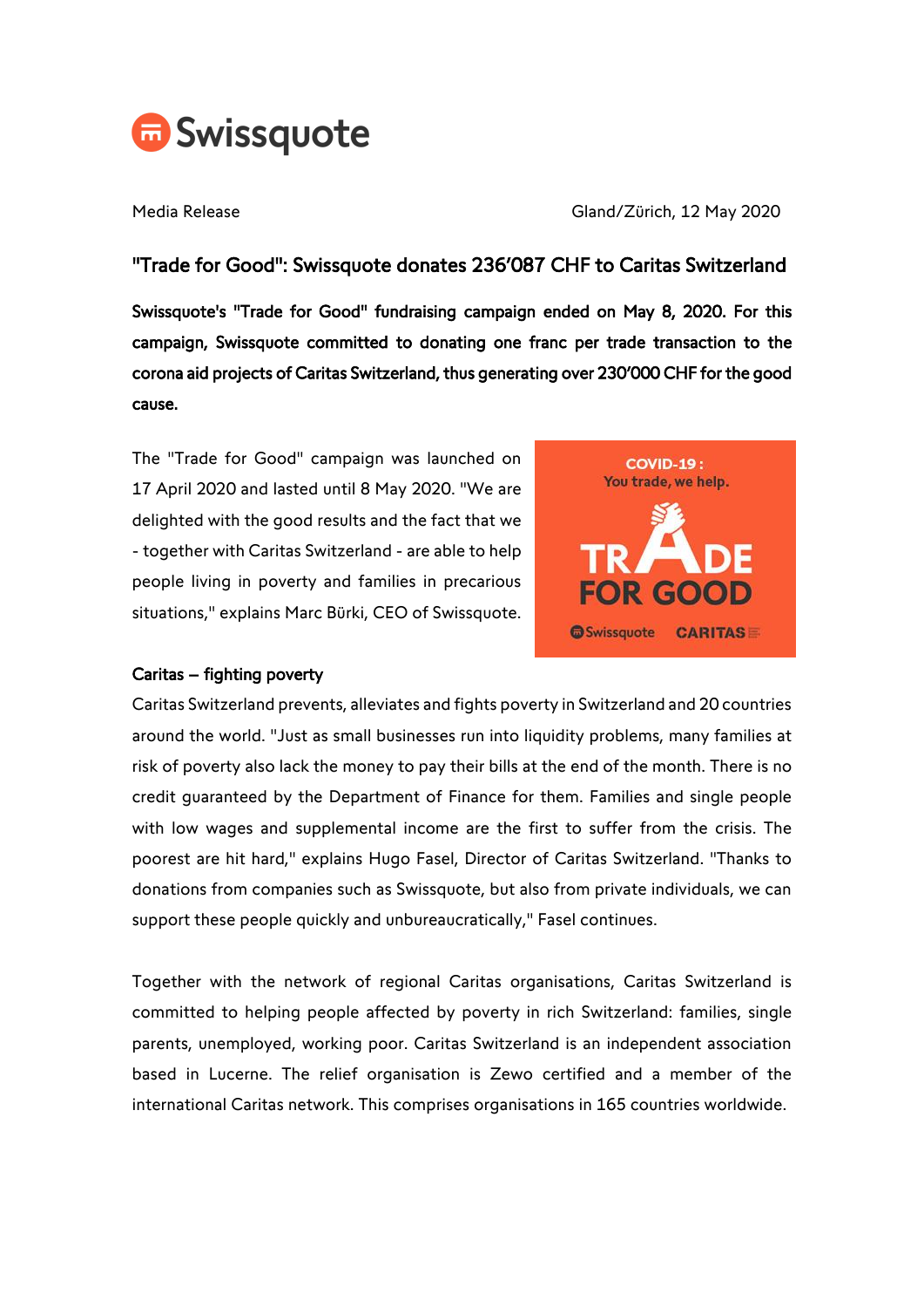Swissquote

Media Release

Gland/Zürich, 12 May 2020

# "Trade for Good": Swissquote donates 236'087 CHF to Caritas Switzerland

**Swissquote's "Trade for Good" fundraising campaign ended on May 8, 2020. For this campaign, Swissquote committed to donating one franc per trade transaction to the corona aid projects of Caritas Switzerland, thus generating over 230'000 CHF for the good cause.**

The "Trade for Good" campaign was launched on 17 April 2020 and lasted until 8 May 2020. "We are delighted with the good results and the fact that we - together with Caritas Switzerland - are able to help people living in poverty and families in precarious situations," explains Marc Bürki, CEO of Swissquote.

## Caritas – fighting poverty

Caritas Switzerland prevents, alleviates and fights poverty in Switzerland and 20 countries around the world. "Just as small businesses run into liquidity problems, many families at risk of poverty also lack the money to pay their bills at the end of the month. There is no credit guaranteed by the Department of Finance for them. Families and single people with low wages and supplemental income are the first to suffer from the crisis. The poorest are hit hard," explains Hugo Fasel, Director of Caritas Switzerland. "Thanks to donations from companies such as Swissquote, but also from private individuals, we can support these people quickly and unbureaucratically," Fasel continues.

Together with the network of regional Caritas organisations, Caritas Switzerland is committed to helping people affected by poverty in rich Switzerland: families, single parents, unemployed, working poor. Caritas Switzerland is an independent association based in Lucerne. The relief organisation is Zewo certified and a member of the international Caritas network. This comprises organisations in 165 countries worldwide.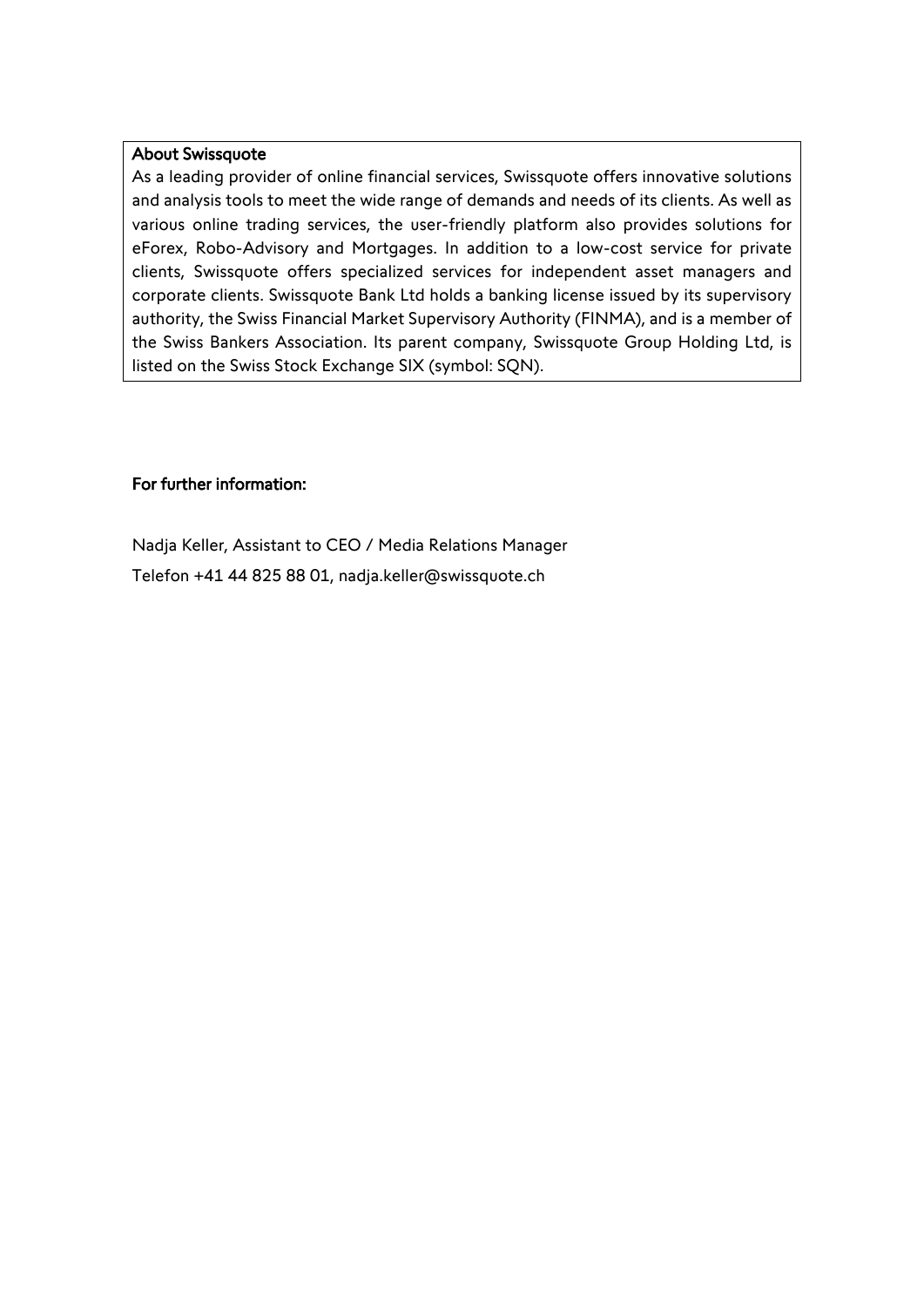**About Swissquote**

As a leading provider of online financial services, Swissquote offers innovative solutions and analysis tools to meet the wide range of demands and needs of its clients. As well as various online trading services, the user-friendly platform also provides solutions for eForex, Robo-Advisory and Mortgages. In addition to a low-cost service for private clients, Swissquote offers specialized services for independent asset managers and corporate clients. Swissquote Bank Ltd holds a banking license issued by its supervisory authority, the Swiss Financial Market Supervisory Authority (FINMA), and is a member of the Swiss Bankers Association. Its parent company, Swissquote Group Holding Ltd, is listed on the Swiss Stock Exchange SIX (symbol: SQN).

**For further information:**

Nadja Keller, Assistant to CEO / Media Relations Manager

Telefon +41 44 825 88 01, nadja.keller@swissquote.ch